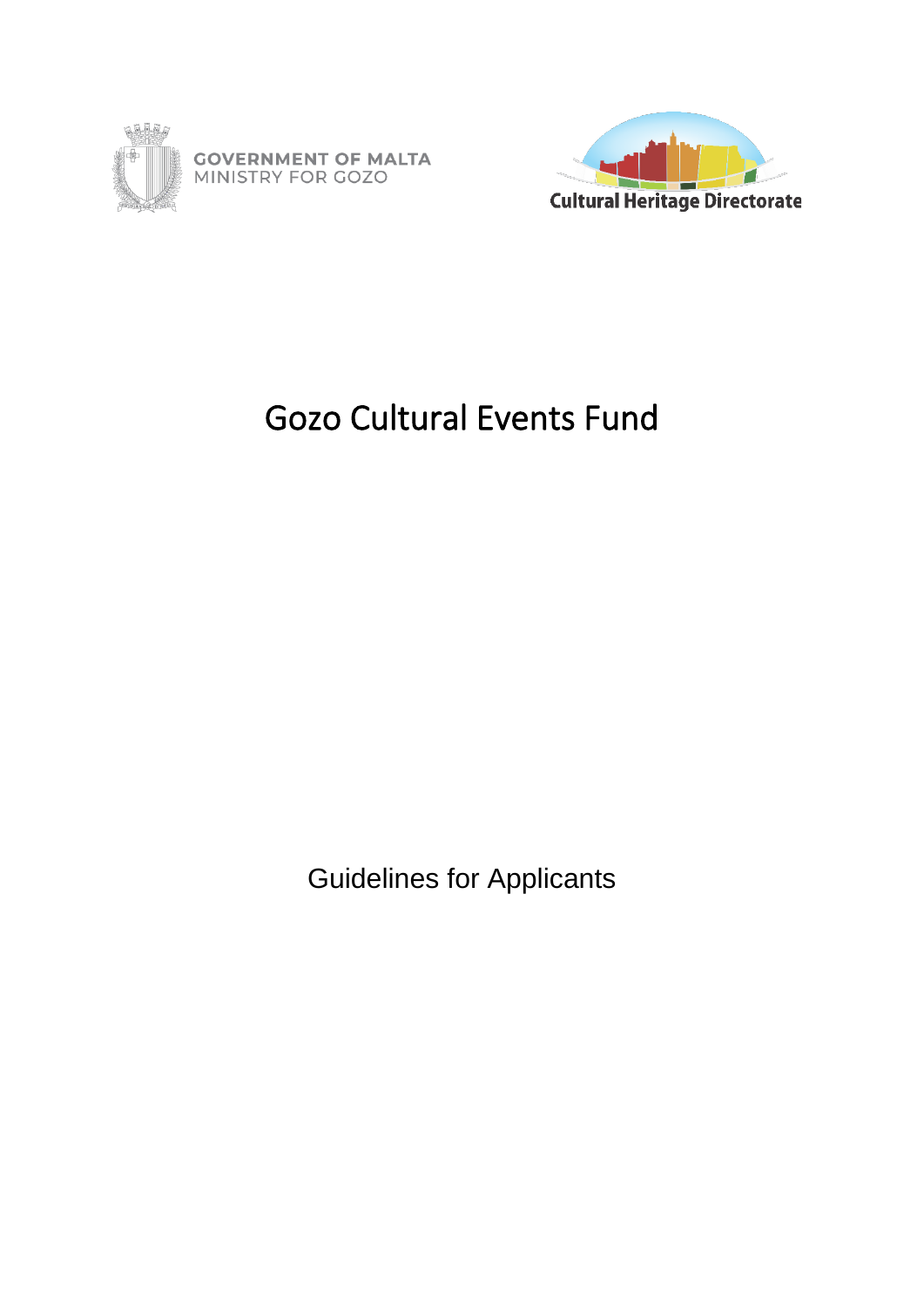GOVERNMENT OF MALTA
MINISTRY FOR GOZO

Cultural Heritage Directorate

# Gozo Cultural Events Fund

Guidelines for Applicants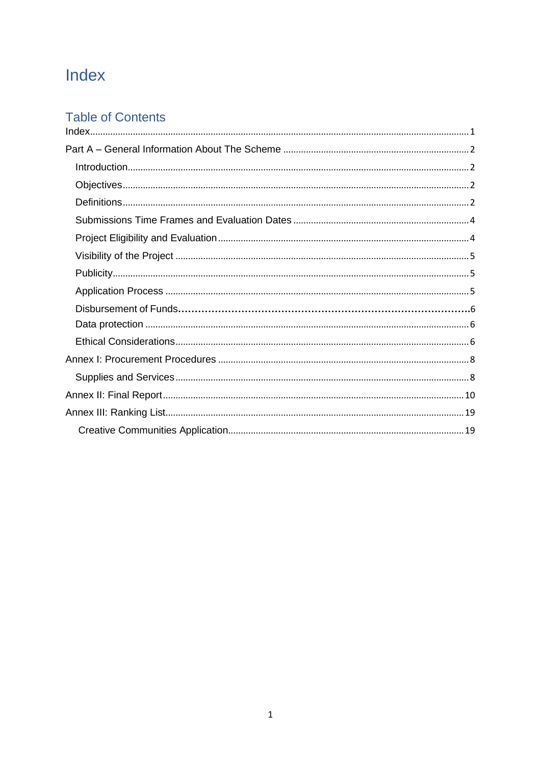# Index

## Table of Contents

Index ........ 1

Part A – General Information About The Scheme ........ 2

- Introduction ........ 2
- Objectives ........ 2
- Definitions ........ 2
- Submissions Time Frames and Evaluation Dates ........ 4
- Project Eligibility and Evaluation ........ 4
- Visibility of the Project ........ 5
- Publicity ........ 5
- Application Process ........ 5
- Disbursement of Funds ........ 6
- Data protection ........ 6
- Ethical Considerations ........ 6

Annex I: Procurement Procedures ........ 8

- Supplies and Services ........ 8

Annex II: Final Report ........ 10

Annex III: Ranking List ........ 19

- Creative Communities Application ........ 19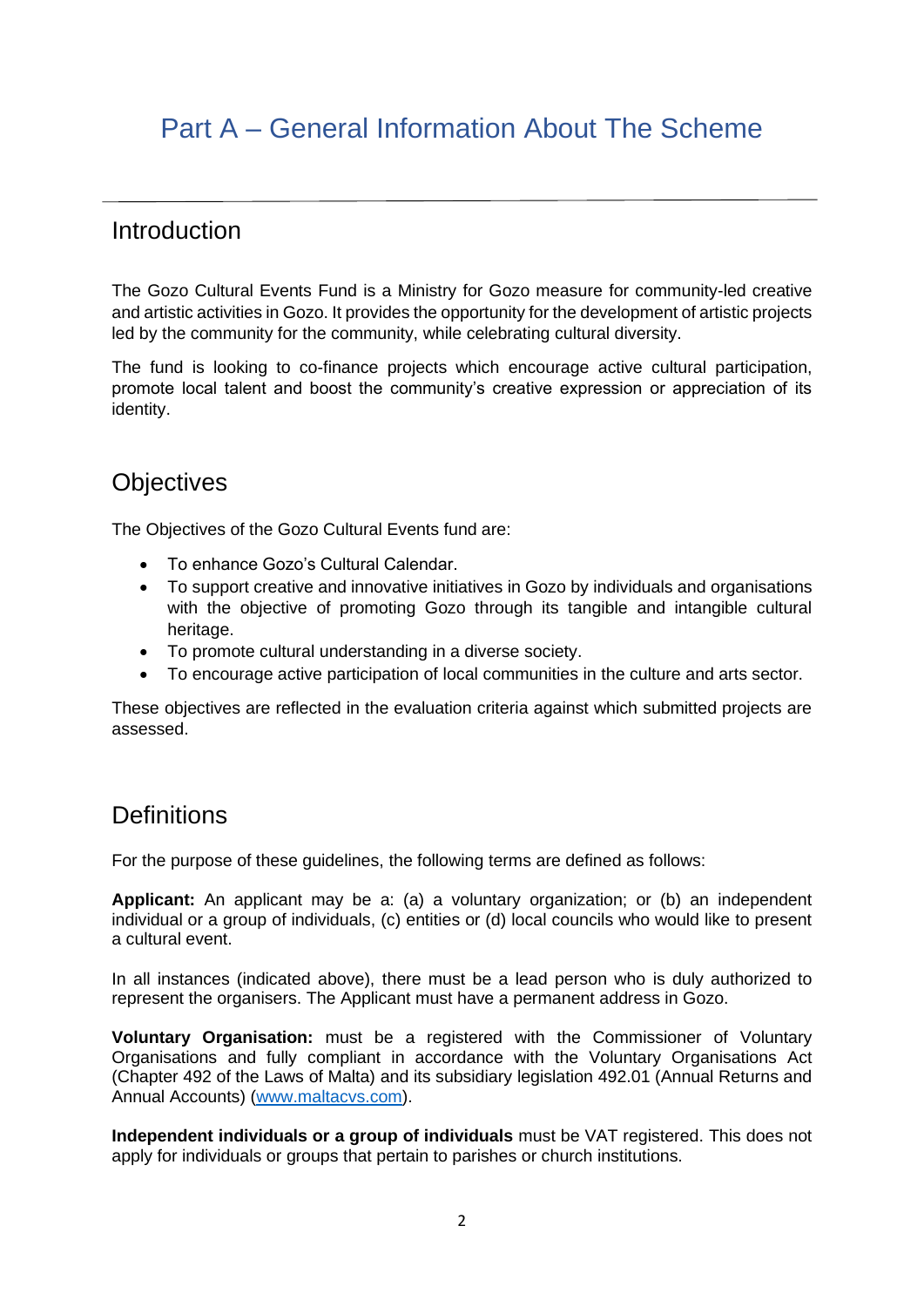# Part A – General Information About The Scheme

## Introduction

The Gozo Cultural Events Fund is a Ministry for Gozo measure for community-led creative and artistic activities in Gozo. It provides the opportunity for the development of artistic projects led by the community for the community, while celebrating cultural diversity.

The fund is looking to co-finance projects which encourage active cultural participation, promote local talent and boost the community's creative expression or appreciation of its identity.

## Objectives

The Objectives of the Gozo Cultural Events fund are:

- To enhance Gozo's Cultural Calendar.
- To support creative and innovative initiatives in Gozo by individuals and organisations with the objective of promoting Gozo through its tangible and intangible cultural heritage.
- To promote cultural understanding in a diverse society.
- To encourage active participation of local communities in the culture and arts sector.

These objectives are reflected in the evaluation criteria against which submitted projects are assessed.

## Definitions

For the purpose of these guidelines, the following terms are defined as follows:

**Applicant:** An applicant may be a: (a) a voluntary organization; or (b) an independent individual or a group of individuals, (c) entities or (d) local councils who would like to present a cultural event.

In all instances (indicated above), there must be a lead person who is duly authorized to represent the organisers. The Applicant must have a permanent address in Gozo.

**Voluntary Organisation:** must be a registered with the Commissioner of Voluntary Organisations and fully compliant in accordance with the Voluntary Organisations Act (Chapter 492 of the Laws of Malta) and its subsidiary legislation 492.01 (Annual Returns and Annual Accounts) ([www.maltacvs.com](www.maltacvs.com)).

**Independent individuals or a group of individuals** must be VAT registered. This does not apply for individuals or groups that pertain to parishes or church institutions.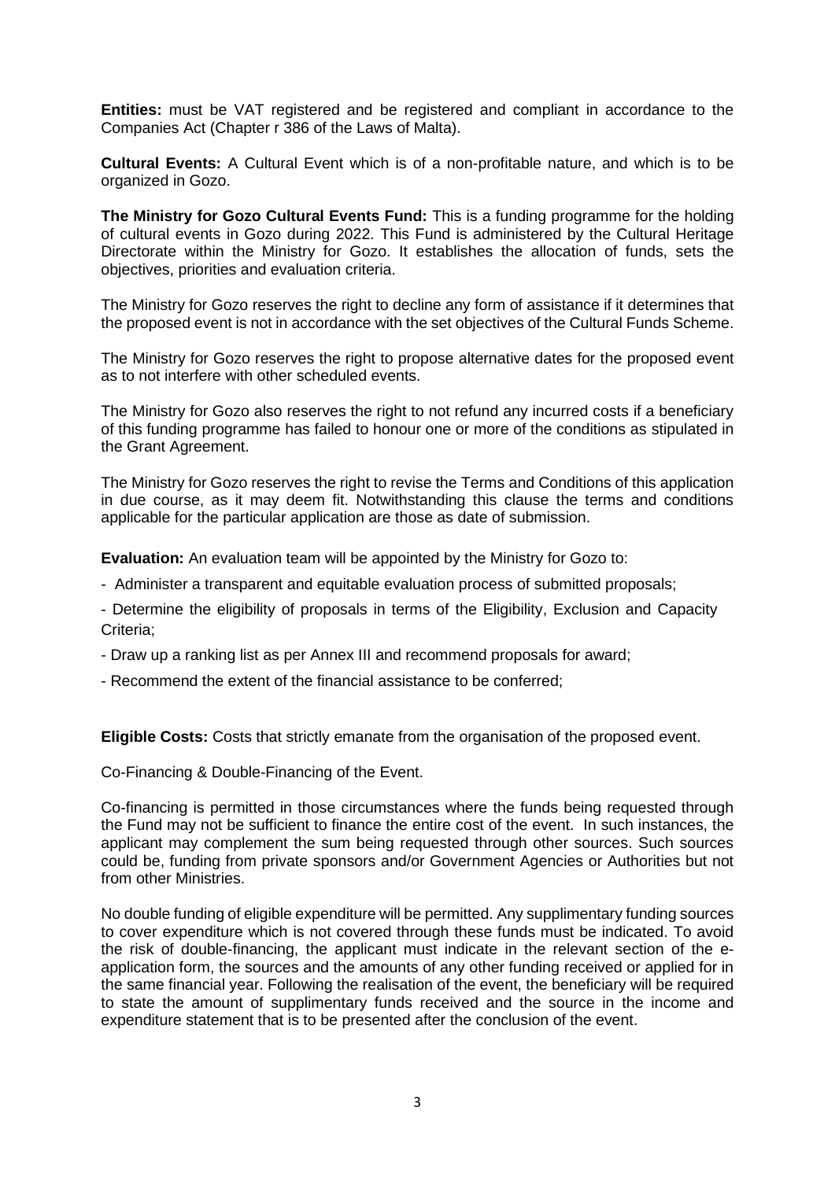**Entities:** must be VAT registered and be registered and compliant in accordance to the Companies Act (Chapter r 386 of the Laws of Malta).

**Cultural Events:** A Cultural Event which is of a non-profitable nature, and which is to be organized in Gozo.

**The Ministry for Gozo Cultural Events Fund:** This is a funding programme for the holding of cultural events in Gozo during 2022. This Fund is administered by the Cultural Heritage Directorate within the Ministry for Gozo. It establishes the allocation of funds, sets the objectives, priorities and evaluation criteria.

The Ministry for Gozo reserves the right to decline any form of assistance if it determines that the proposed event is not in accordance with the set objectives of the Cultural Funds Scheme.

The Ministry for Gozo reserves the right to propose alternative dates for the proposed event as to not interfere with other scheduled events.

The Ministry for Gozo also reserves the right to not refund any incurred costs if a beneficiary of this funding programme has failed to honour one or more of the conditions as stipulated in the Grant Agreement.

The Ministry for Gozo reserves the right to revise the Terms and Conditions of this application in due course, as it may deem fit. Notwithstanding this clause the terms and conditions applicable for the particular application are those as date of submission.

**Evaluation:** An evaluation team will be appointed by the Ministry for Gozo to:

- Administer a transparent and equitable evaluation process of submitted proposals;
- Determine the eligibility of proposals in terms of the Eligibility, Exclusion and Capacity Criteria;
- Draw up a ranking list as per Annex III and recommend proposals for award;
- Recommend the extent of the financial assistance to be conferred;

**Eligible Costs:** Costs that strictly emanate from the organisation of the proposed event.

Co-Financing & Double-Financing of the Event.

Co-financing is permitted in those circumstances where the funds being requested through the Fund may not be sufficient to finance the entire cost of the event. In such instances, the applicant may complement the sum being requested through other sources. Such sources could be, funding from private sponsors and/or Government Agencies or Authorities but not from other Ministries.

No double funding of eligible expenditure will be permitted. Any supplimentary funding sources to cover expenditure which is not covered through these funds must be indicated. To avoid the risk of double-financing, the applicant must indicate in the relevant section of the e-application form, the sources and the amounts of any other funding received or applied for in the same financial year. Following the realisation of the event, the beneficiary will be required to state the amount of supplimentary funds received and the source in the income and expenditure statement that is to be presented after the conclusion of the event.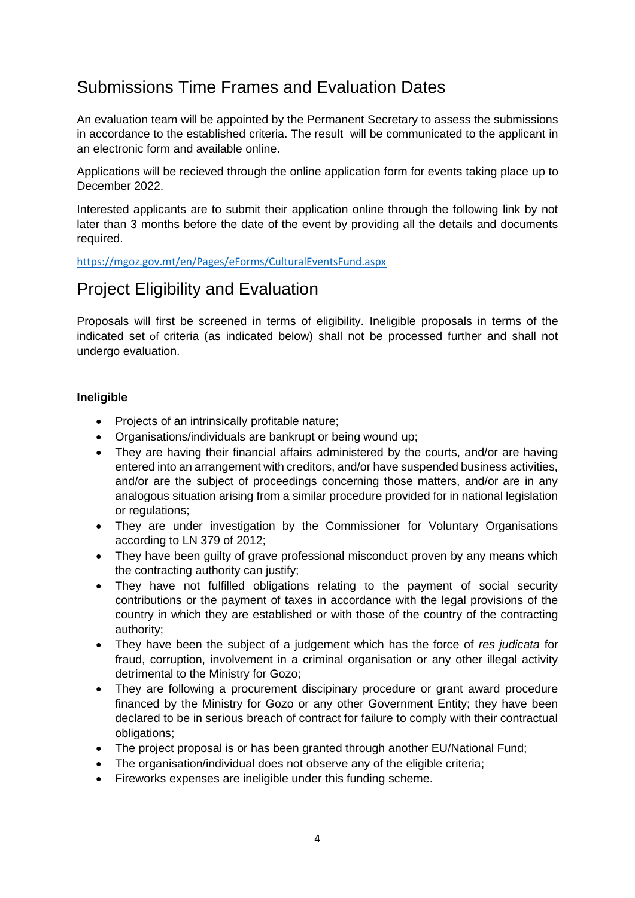## Submissions Time Frames and Evaluation Dates

An evaluation team will be appointed by the Permanent Secretary to assess the submissions in accordance to the established criteria. The result will be communicated to the applicant in an electronic form and available online.

Applications will be recieved through the online application form for events taking place up to December 2022.

Interested applicants are to submit their application online through the following link by not later than 3 months before the date of the event by providing all the details and documents required.

https://mgoz.gov.mt/en/Pages/eForms/CulturalEventsFund.aspx

## Project Eligibility and Evaluation

Proposals will first be screened in terms of eligibility. Ineligible proposals in terms of the indicated set of criteria (as indicated below) shall not be processed further and shall not undergo evaluation.

**Ineligible**

- Projects of an intrinsically profitable nature;
- Organisations/individuals are bankrupt or being wound up;
- They are having their financial affairs administered by the courts, and/or are having entered into an arrangement with creditors, and/or have suspended business activities, and/or are the subject of proceedings concerning those matters, and/or are in any analogous situation arising from a similar procedure provided for in national legislation or regulations;
- They are under investigation by the Commissioner for Voluntary Organisations according to LN 379 of 2012;
- They have been guilty of grave professional misconduct proven by any means which the contracting authority can justify;
- They have not fulfilled obligations relating to the payment of social security contributions or the payment of taxes in accordance with the legal provisions of the country in which they are established or with those of the country of the contracting authority;
- They have been the subject of a judgement which has the force of *res judicata* for fraud, corruption, involvement in a criminal organisation or any other illegal activity detrimental to the Ministry for Gozo;
- They are following a procurement discipinary procedure or grant award procedure financed by the Ministry for Gozo or any other Government Entity; they have been declared to be in serious breach of contract for failure to comply with their contractual obligations;
- The project proposal is or has been granted through another EU/National Fund;
- The organisation/individual does not observe any of the eligible criteria;
- Fireworks expenses are ineligible under this funding scheme.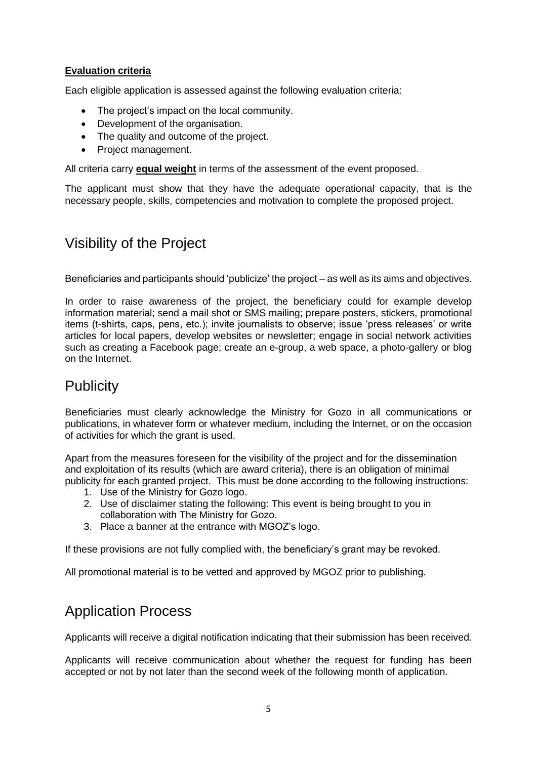**Evaluation criteria**

Each eligible application is assessed against the following evaluation criteria:

- The project's impact on the local community.
- Development of the organisation.
- The quality and outcome of the project.
- Project management.

All criteria carry **equal weight** in terms of the assessment of the event proposed.

The applicant must show that they have the adequate operational capacity, that is the necessary people, skills, competencies and motivation to complete the proposed project.

## Visibility of the Project

Beneficiaries and participants should 'publicize' the project – as well as its aims and objectives.

In order to raise awareness of the project, the beneficiary could for example develop information material; send a mail shot or SMS mailing; prepare posters, stickers, promotional items (t-shirts, caps, pens, etc.); invite journalists to observe; issue 'press releases' or write articles for local papers, develop websites or newsletter; engage in social network activities such as creating a Facebook page; create an e-group, a web space, a photo-gallery or blog on the Internet.

## Publicity

Beneficiaries must clearly acknowledge the Ministry for Gozo in all communications or publications, in whatever form or whatever medium, including the Internet, or on the occasion of activities for which the grant is used.

Apart from the measures foreseen for the visibility of the project and for the dissemination and exploitation of its results (which are award criteria), there is an obligation of minimal publicity for each granted project. This must be done according to the following instructions:

1. Use of the Ministry for Gozo logo.
2. Use of disclaimer stating the following: This event is being brought to you in collaboration with The Ministry for Gozo.
3. Place a banner at the entrance with MGOZ's logo.

If these provisions are not fully complied with, the beneficiary's grant may be revoked.

All promotional material is to be vetted and approved by MGOZ prior to publishing.

## Application Process

Applicants will receive a digital notification indicating that their submission has been received.

Applicants will receive communication about whether the request for funding has been accepted or not by not later than the second week of the following month of application.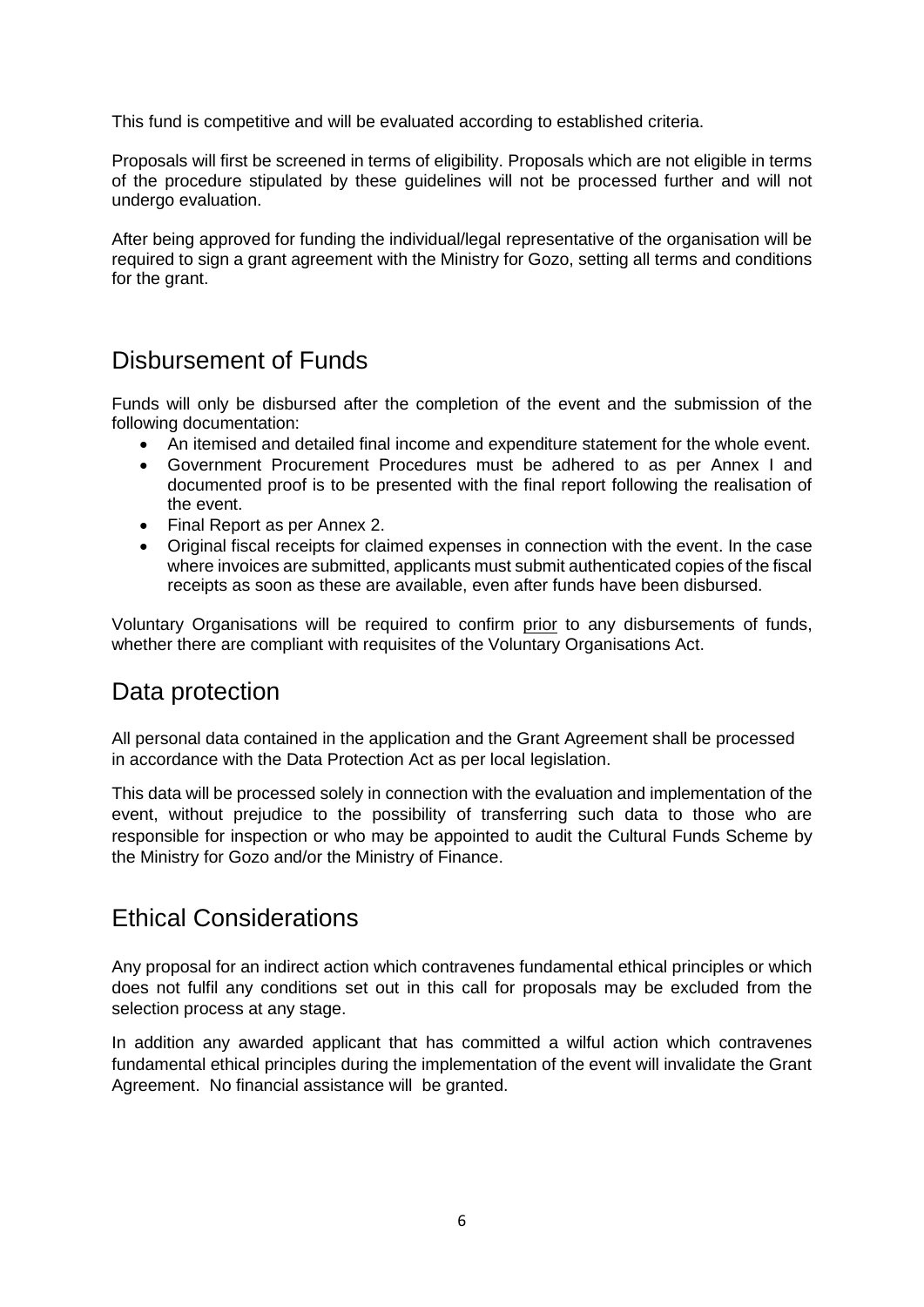This fund is competitive and will be evaluated according to established criteria.

Proposals will first be screened in terms of eligibility. Proposals which are not eligible in terms of the procedure stipulated by these guidelines will not be processed further and will not undergo evaluation.

After being approved for funding the individual/legal representative of the organisation will be required to sign a grant agreement with the Ministry for Gozo, setting all terms and conditions for the grant.

## Disbursement of Funds

Funds will only be disbursed after the completion of the event and the submission of the following documentation:

- An itemised and detailed final income and expenditure statement for the whole event.
- Government Procurement Procedures must be adhered to as per Annex I and documented proof is to be presented with the final report following the realisation of the event.
- Final Report as per Annex 2.
- Original fiscal receipts for claimed expenses in connection with the event. In the case where invoices are submitted, applicants must submit authenticated copies of the fiscal receipts as soon as these are available, even after funds have been disbursed.

Voluntary Organisations will be required to confirm prior to any disbursements of funds, whether there are compliant with requisites of the Voluntary Organisations Act.

## Data protection

All personal data contained in the application and the Grant Agreement shall be processed in accordance with the Data Protection Act as per local legislation.

This data will be processed solely in connection with the evaluation and implementation of the event, without prejudice to the possibility of transferring such data to those who are responsible for inspection or who may be appointed to audit the Cultural Funds Scheme by the Ministry for Gozo and/or the Ministry of Finance.

## Ethical Considerations

Any proposal for an indirect action which contravenes fundamental ethical principles or which does not fulfil any conditions set out in this call for proposals may be excluded from the selection process at any stage.

In addition any awarded applicant that has committed a wilful action which contravenes fundamental ethical principles during the implementation of the event will invalidate the Grant Agreement. No financial assistance will be granted.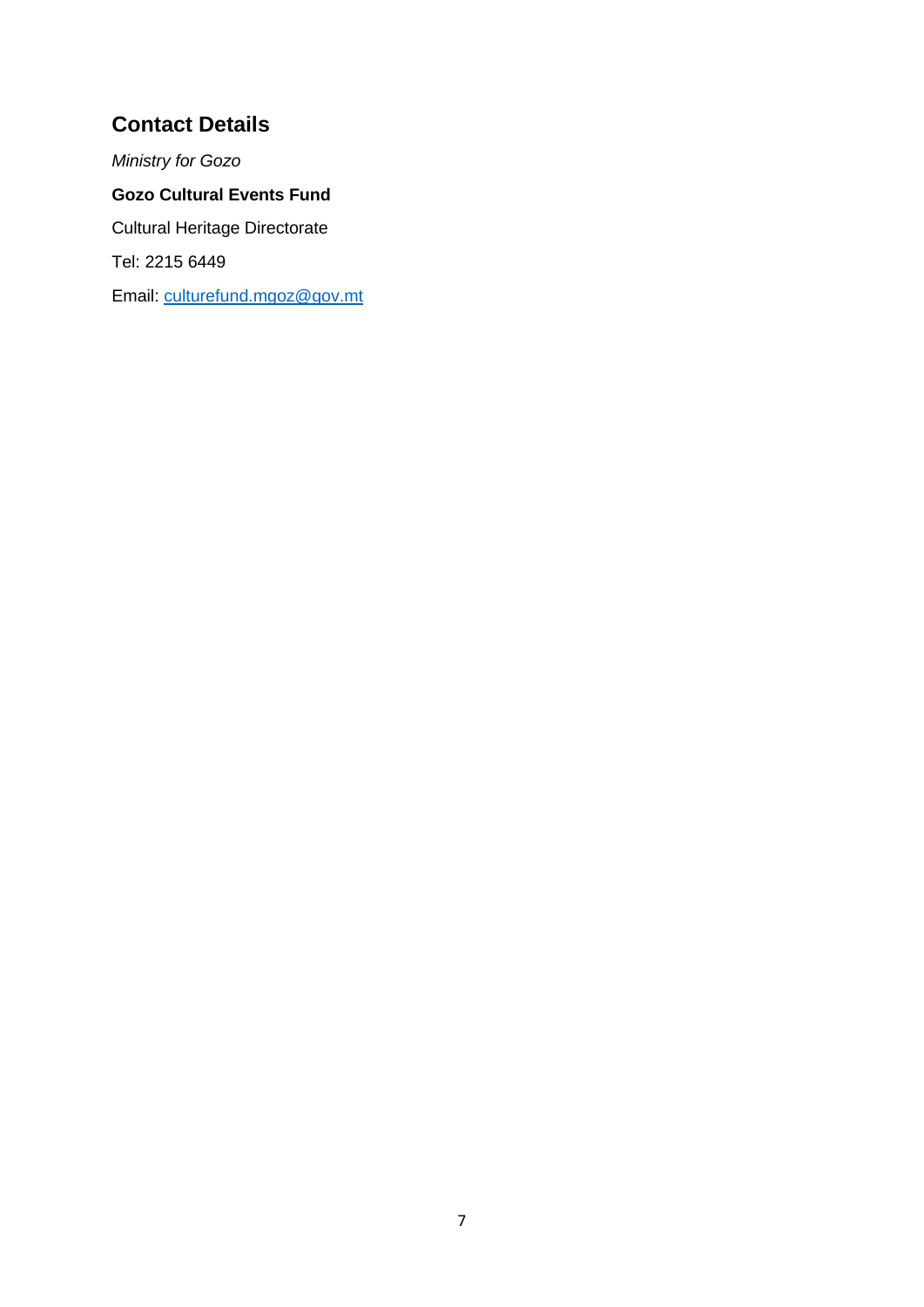## Contact Details

*Ministry for Gozo*

**Gozo Cultural Events Fund**

Cultural Heritage Directorate

Tel: 2215 6449

Email: [culturefund.mgoz@gov.mt](mailto:culturefund.mgoz@gov.mt)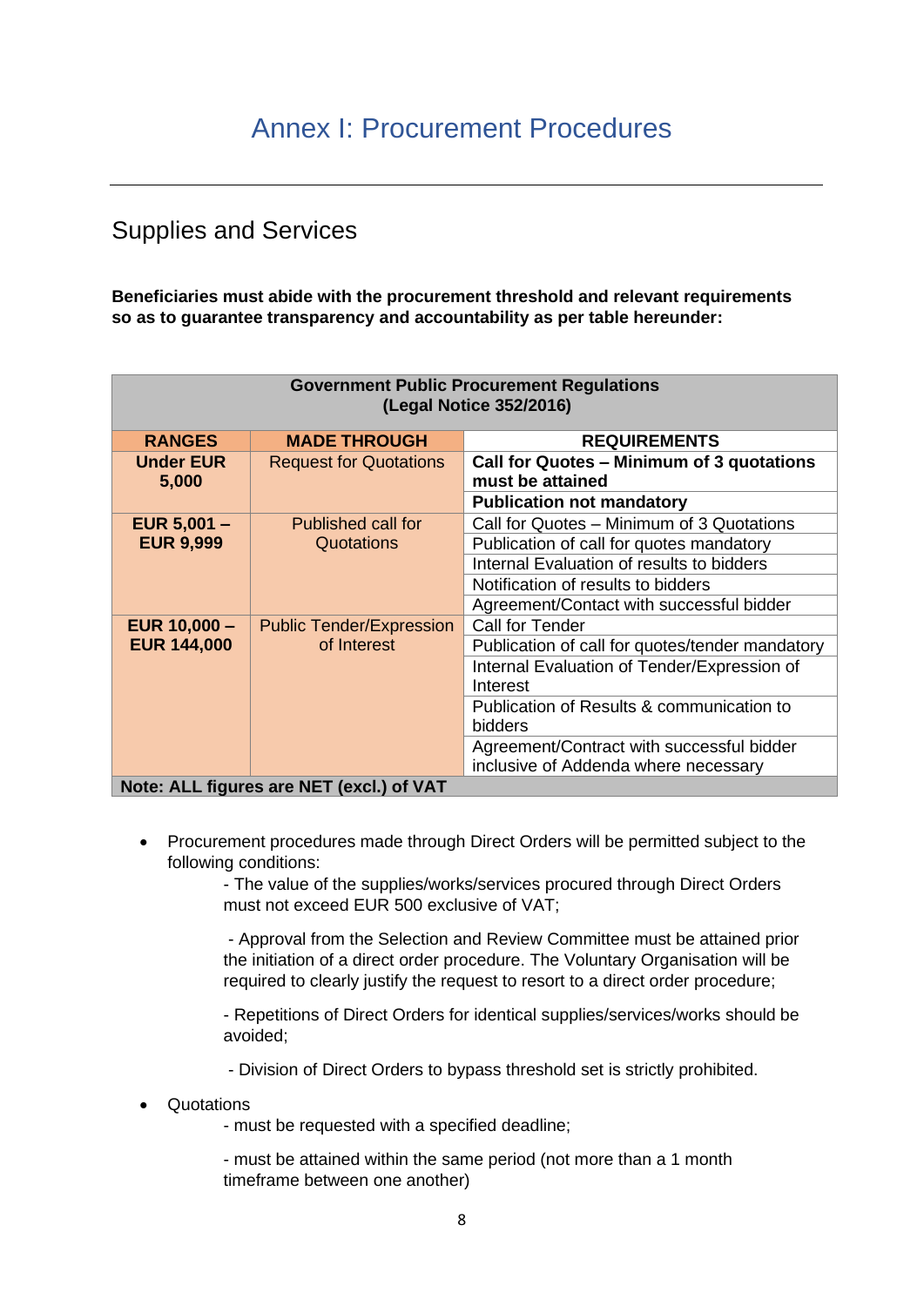# Annex I: Procurement Procedures

## Supplies and Services

**Beneficiaries must abide with the procurement threshold and relevant requirements so as to guarantee transparency and accountability as per table hereunder:**

| **Government Public Procurement Regulations (Legal Notice 352/2016)** | | |
|---|---|---|
| **RANGES** | **MADE THROUGH** | **REQUIREMENTS** |
| **Under EUR 5,000** | Request for Quotations | **Call for Quotes – Minimum of 3 quotations must be attained** |
| | | **Publication not mandatory** |
| **EUR 5,001 – EUR 9,999** | Published call for Quotations | Call for Quotes – Minimum of 3 Quotations |
| | | Publication of call for quotes mandatory |
| | | Internal Evaluation of results to bidders |
| | | Notification of results to bidders |
| | | Agreement/Contact with successful bidder |
| **EUR 10,000 – EUR 144,000** | Public Tender/Expression of Interest | Call for Tender |
| | | Publication of call for quotes/tender mandatory |
| | | Internal Evaluation of Tender/Expression of Interest |
| | | Publication of Results & communication to bidders |
| | | Agreement/Contract with successful bidder inclusive of Addenda where necessary |
| **Note: ALL figures are NET (excl.) of VAT** | | |

- Procurement procedures made through Direct Orders will be permitted subject to the following conditions:

  - The value of the supplies/works/services procured through Direct Orders must not exceed EUR 500 exclusive of VAT;

  - Approval from the Selection and Review Committee must be attained prior the initiation of a direct order procedure. The Voluntary Organisation will be required to clearly justify the request to resort to a direct order procedure;

  - Repetitions of Direct Orders for identical supplies/services/works should be avoided;

  - Division of Direct Orders to bypass threshold set is strictly prohibited.

- Quotations
  - must be requested with a specified deadline;

  - must be attained within the same period (not more than a 1 month timeframe between one another)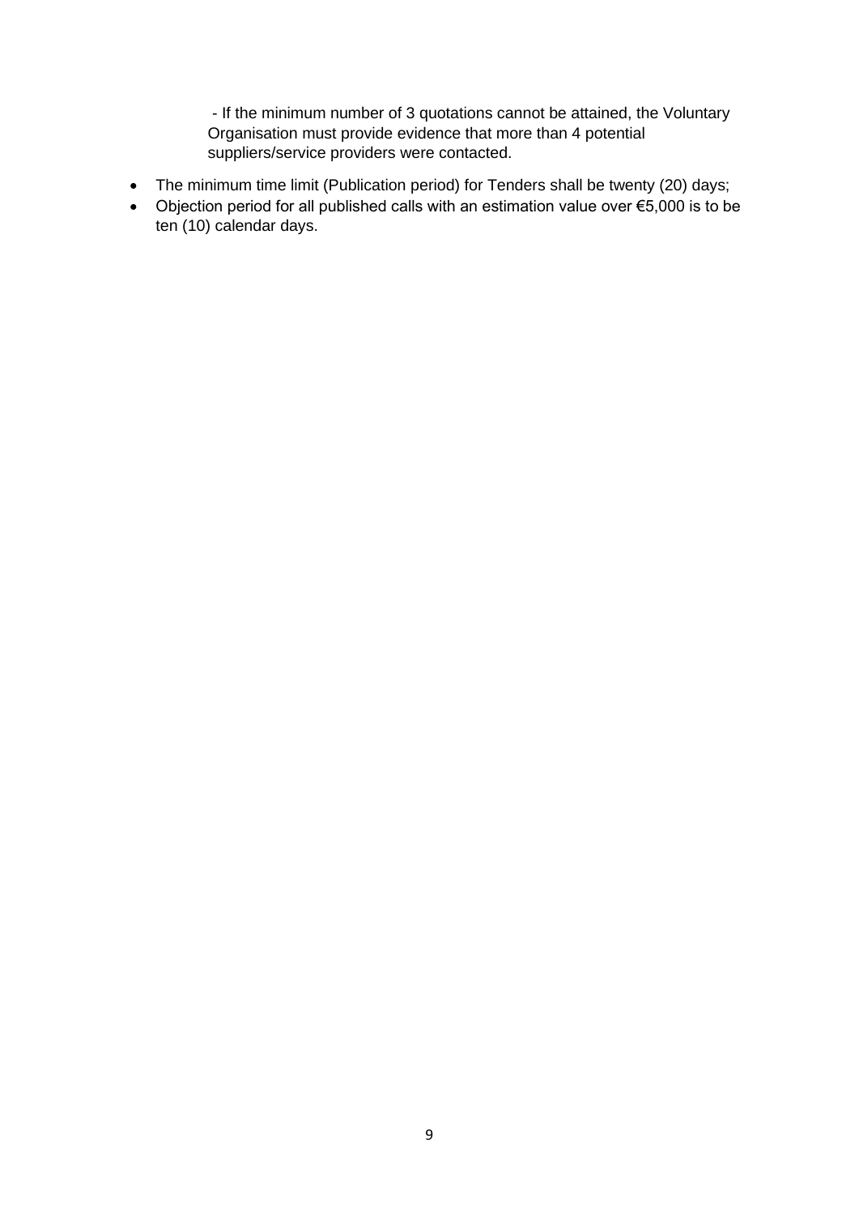- If the minimum number of 3 quotations cannot be attained, the Voluntary Organisation must provide evidence that more than 4 potential suppliers/service providers were contacted.

- The minimum time limit (Publication period) for Tenders shall be twenty (20) days;
- Objection period for all published calls with an estimation value over €5,000 is to be ten (10) calendar days.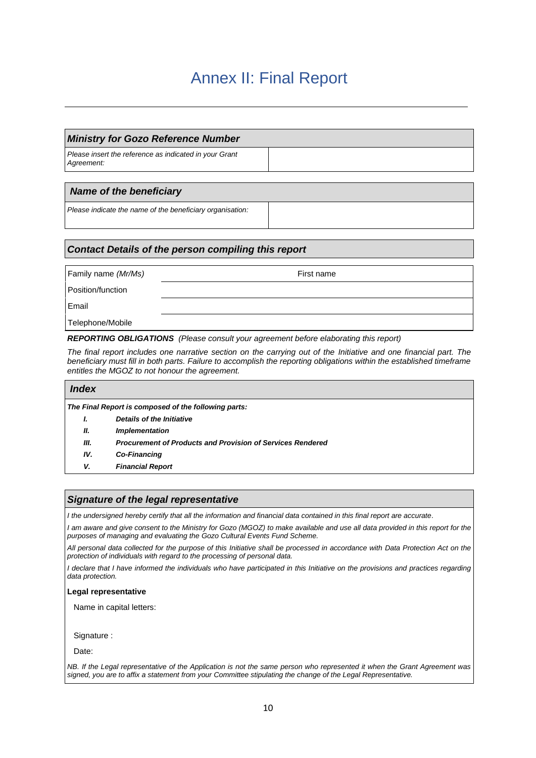# Annex II: Final Report

| ***Ministry for Gozo Reference Number*** | |
|---|---|
| *Please insert the reference as indicated in your Grant Agreement:* | |

| ***Name of the beneficiary*** | |
|---|---|
| *Please indicate the name of the beneficiary organisation:* | |

| ***Contact Details of the person compiling this report*** | | |
|---|---|---|
| Family name *(Mr/Ms)* | | First name |
| Position/function | | |
| Email | | |
| Telephone/Mobile | | |

***REPORTING OBLIGATIONS*** *(Please consult your agreement before elaborating this report)*

*The final report includes one narrative section on the carrying out of the Initiative and one financial part. The beneficiary must fill in both parts. Failure to accomplish the reporting obligations within the established timeframe entitles the MGOZ to not honour the agreement.*

## ***Index***

***The Final Report is composed of the following parts:***

- ***I.*** ***Details of the Initiative***
- ***II.*** ***Implementation***
- ***III.*** ***Procurement of Products and Provision of Services Rendered***
- ***IV.*** ***Co-Financing***
- ***V.*** ***Financial Report***

## ***Signature of the legal representative***

*I the undersigned hereby certify that all the information and financial data contained in this final report are accurate.*

*I am aware and give consent to the Ministry for Gozo (MGOZ) to make available and use all data provided in this report for the purposes of managing and evaluating the Gozo Cultural Events Fund Scheme.*

*All personal data collected for the purpose of this Initiative shall be processed in accordance with Data Protection Act on the protection of individuals with regard to the processing of personal data.*

*I declare that I have informed the individuals who have participated in this Initiative on the provisions and practices regarding data protection.*

**Legal representative**

Name in capital letters:

Signature :

Date:

*NB. If the Legal representative of the Application is not the same person who represented it when the Grant Agreement was signed, you are to affix a statement from your Committee stipulating the change of the Legal Representative.*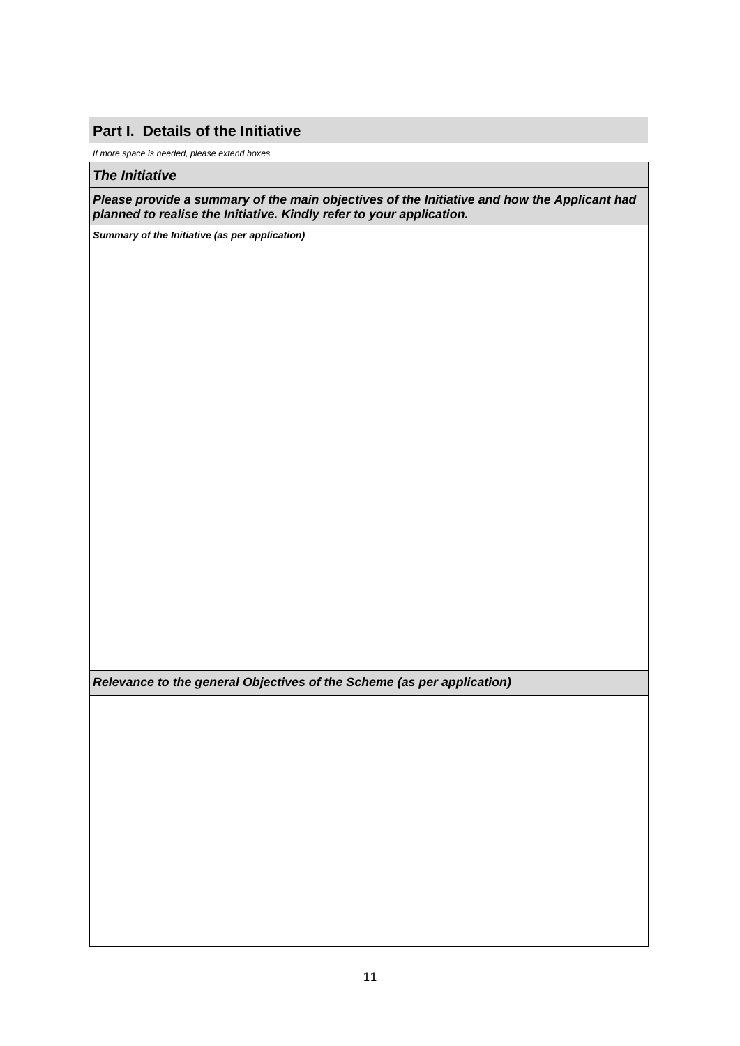## Part I. Details of the Initiative

*If more space is needed, please extend boxes.*

| ***The Initiative*** |
|---|
| ***Please provide a summary of the main objectives of the Initiative and how the Applicant had planned to realise the Initiative. Kindly refer to your application.*** |
| ***Summary of the Initiative (as per application)*** |
| ***Relevance to the general Objectives of the Scheme (as per application)*** |
| |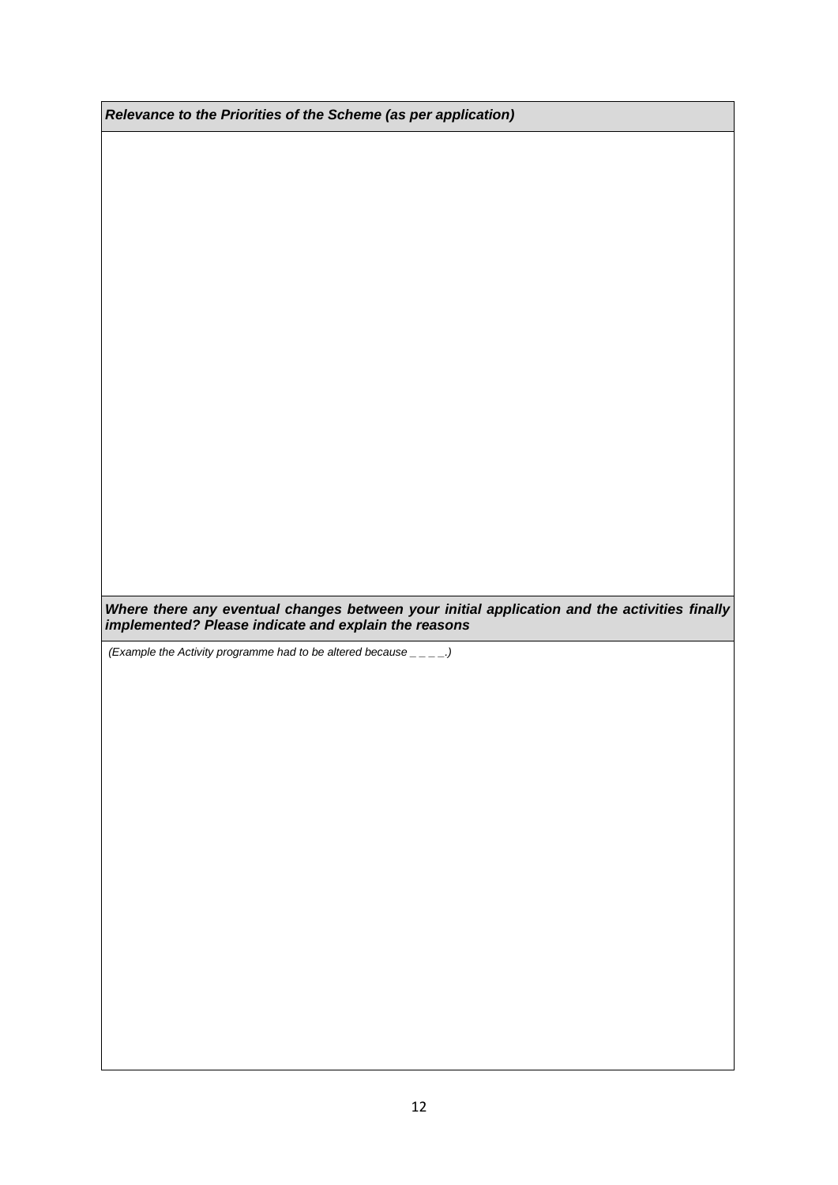| ***Relevance to the Priorities of the Scheme (as per application)*** |
| --- |
| |
| ***Where there any eventual changes between your initial application and the activities finally implemented? Please indicate and explain the reasons*** |
| *(Example the Activity programme had to be altered because _ _ _ _.)* |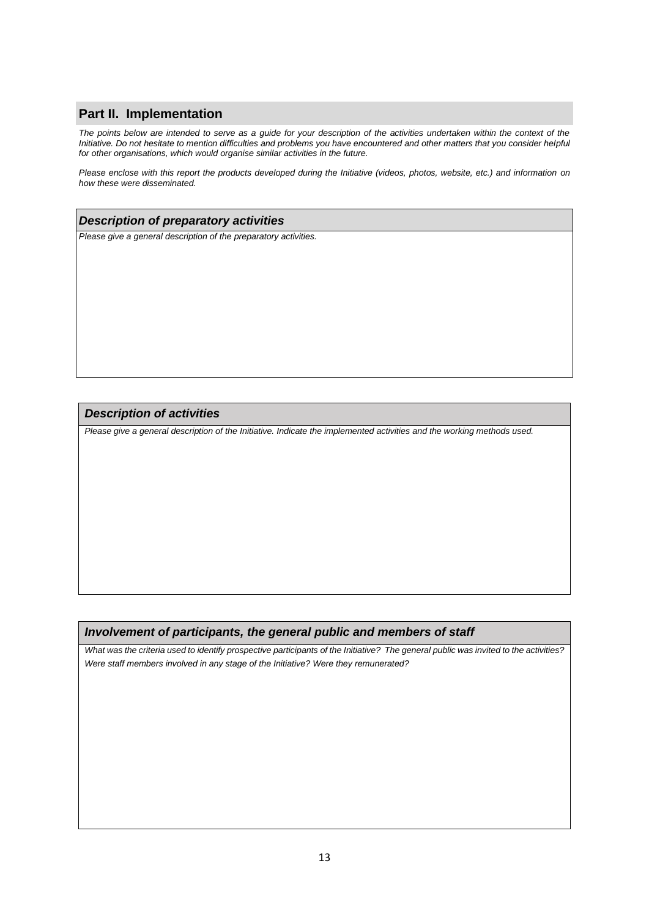## Part II. Implementation

*The points below are intended to serve as a guide for your description of the activities undertaken within the context of the Initiative. Do not hesitate to mention difficulties and problems you have encountered and other matters that you consider helpful for other organisations, which would organise similar activities in the future.*

*Please enclose with this report the products developed during the Initiative (videos, photos, website, etc.) and information on how these were disseminated.*

### *Description of preparatory activities*

*Please give a general description of the preparatory activities.*

### *Description of activities*

*Please give a general description of the Initiative. Indicate the implemented activities and the working methods used.*

### *Involvement of participants, the general public and members of staff*

*What was the criteria used to identify prospective participants of the Initiative? The general public was invited to the activities? Were staff members involved in any stage of the Initiative? Were they remunerated?*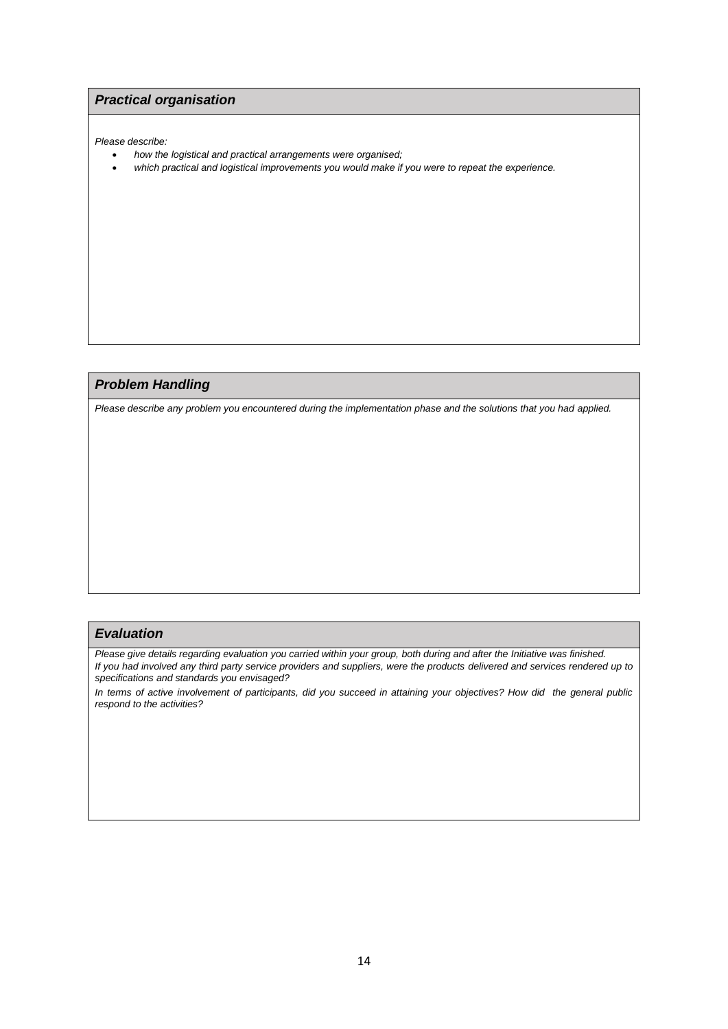### *Practical organisation*

*Please describe:*

- *how the logistical and practical arrangements were organised;*
- *which practical and logistical improvements you would make if you were to repeat the experience.*

### *Problem Handling*

*Please describe any problem you encountered during the implementation phase and the solutions that you had applied.*

### *Evaluation*

*Please give details regarding evaluation you carried within your group, both during and after the Initiative was finished.*
*If you had involved any third party service providers and suppliers, were the products delivered and services rendered up to specifications and standards you envisaged?*

*In terms of active involvement of participants, did you succeed in attaining your objectives? How did the general public respond to the activities?*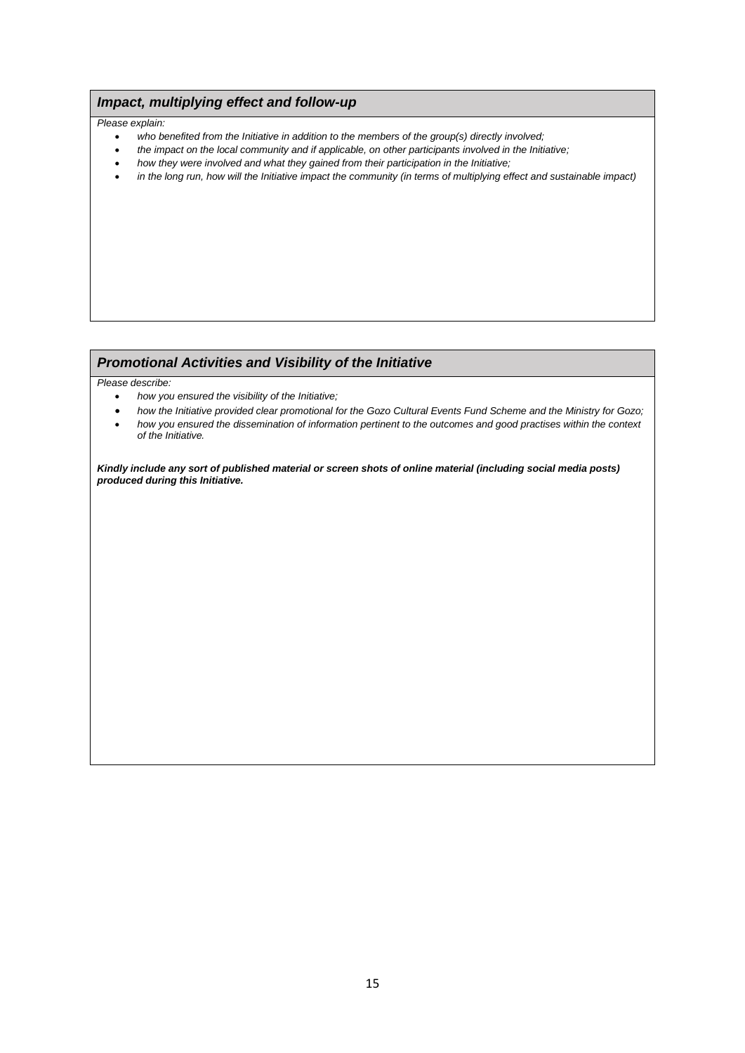### *Impact, multiplying effect and follow-up*

*Please explain:*

- *who benefited from the Initiative in addition to the members of the group(s) directly involved;*
- *the impact on the local community and if applicable, on other participants involved in the Initiative;*
- *how they were involved and what they gained from their participation in the Initiative;*
- *in the long run, how will the Initiative impact the community (in terms of multiplying effect and sustainable impact)*

### *Promotional Activities and Visibility of the Initiative*

*Please describe:*

- *how you ensured the visibility of the Initiative;*
- *how the Initiative provided clear promotional for the Gozo Cultural Events Fund Scheme and the Ministry for Gozo;*
- *how you ensured the dissemination of information pertinent to the outcomes and good practises within the context of the Initiative.*

***Kindly include any sort of published material or screen shots of online material (including social media posts) produced during this Initiative.***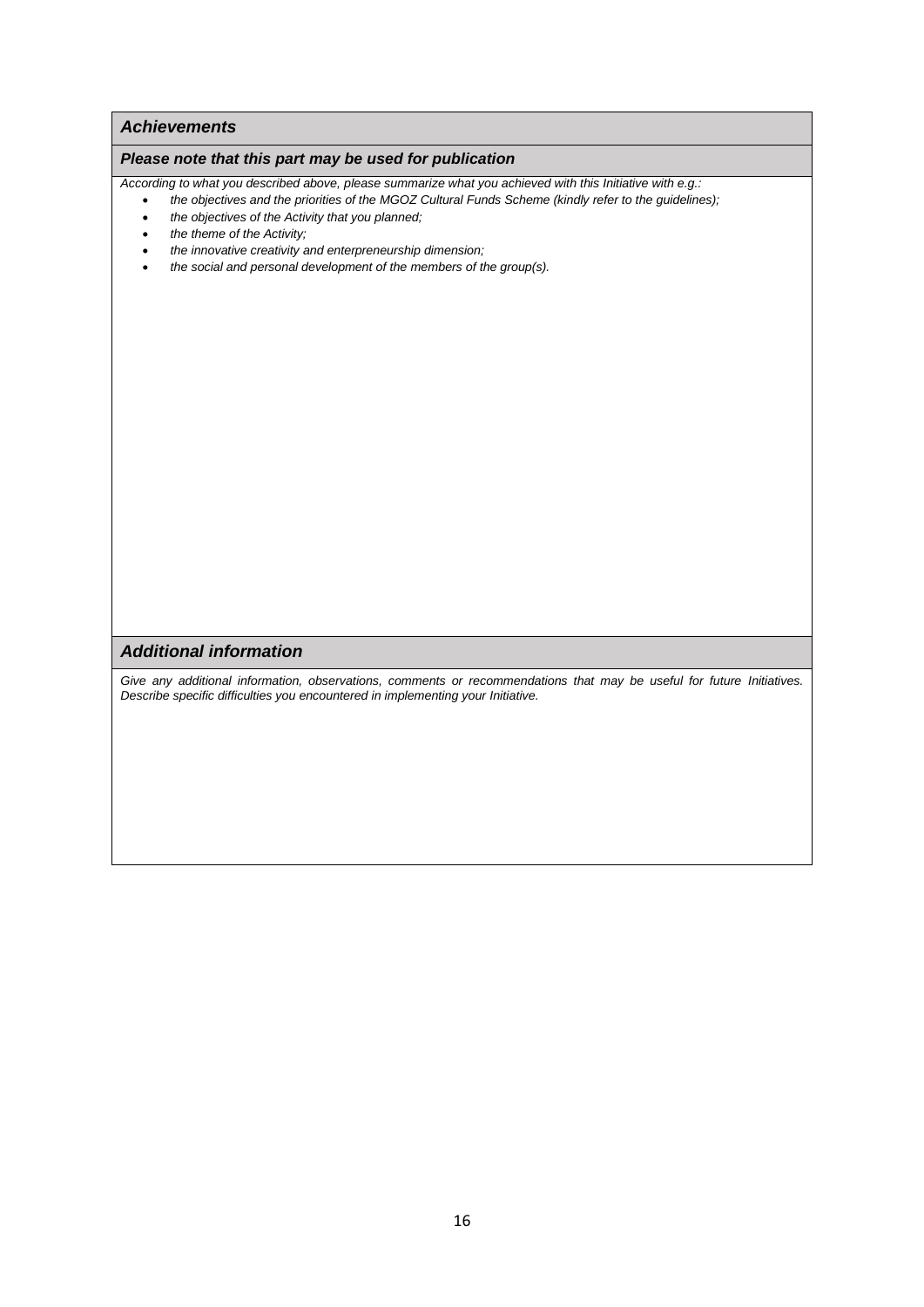### *Achievements*

#### *Please note that this part may be used for publication*

*According to what you described above, please summarize what you achieved with this Initiative with e.g.:*

- *the objectives and the priorities of the MGOZ Cultural Funds Scheme (kindly refer to the guidelines);*
- *the objectives of the Activity that you planned;*
- *the theme of the Activity;*
- *the innovative creativity and enterpreneurship dimension;*
- *the social and personal development of the members of the group(s).*

### *Additional information*

*Give any additional information, observations, comments or recommendations that may be useful for future Initiatives. Describe specific difficulties you encountered in implementing your Initiative.*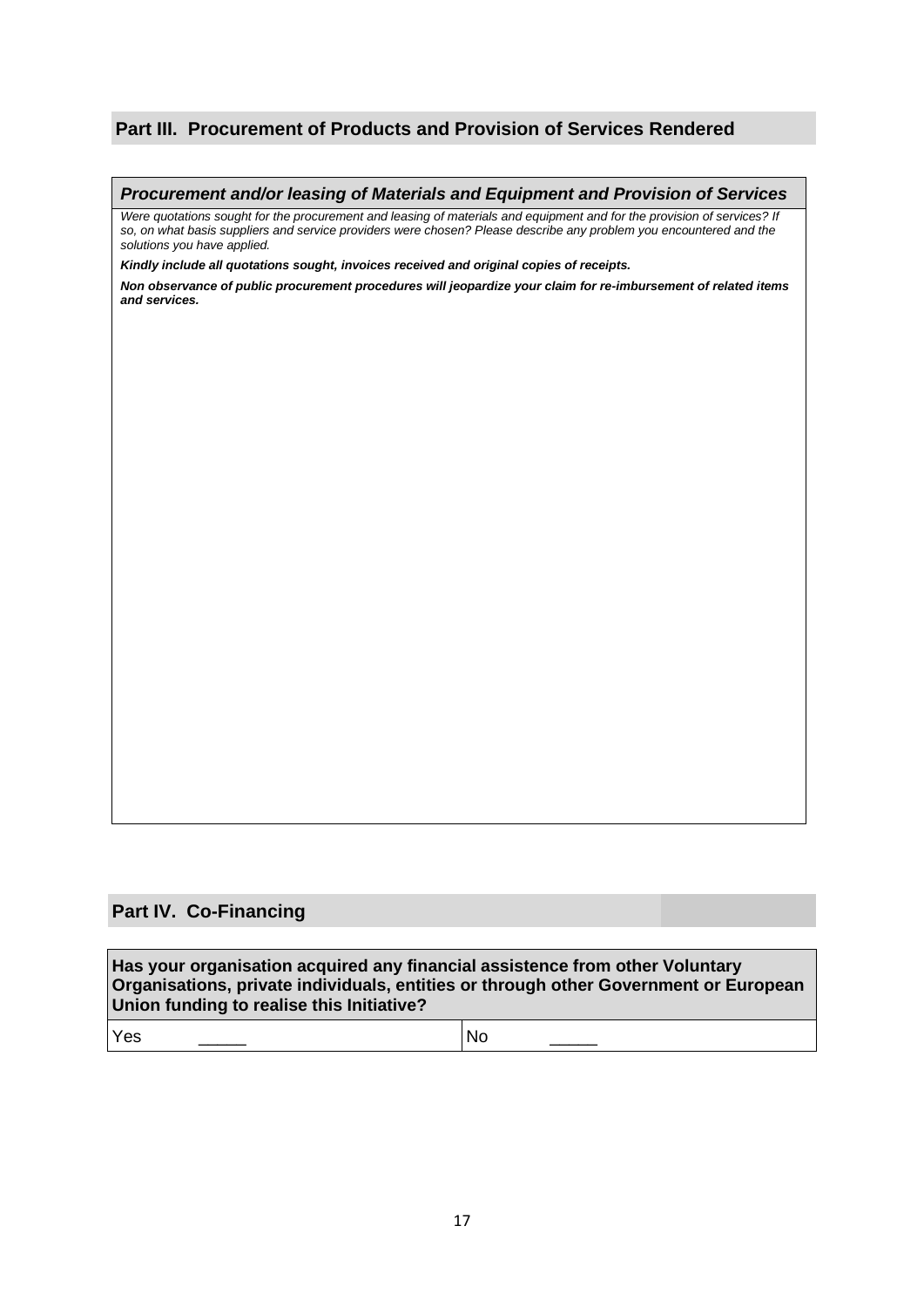## Part III. Procurement of Products and Provision of Services Rendered

### *Procurement and/or leasing of Materials and Equipment and Provision of Services*

*Were quotations sought for the procurement and leasing of materials and equipment and for the provision of services? If so, on what basis suppliers and service providers were chosen? Please describe any problem you encountered and the solutions you have applied.*

***Kindly include all quotations sought, invoices received and original copies of receipts.***

***Non observance of public procurement procedures will jeopardize your claim for re-imbursement of related items and services.***

## Part IV. Co-Financing

| **Has your organisation acquired any financial assistence from other Voluntary Organisations, private individuals, entities or through other Government or European Union funding to realise this Initiative?** | |
|---|---|
| Yes _____ | No _____ |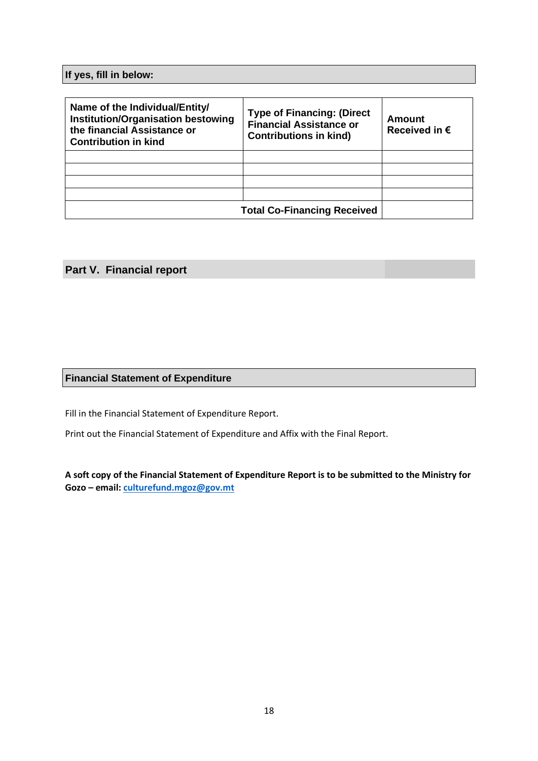**If yes, fill in below:**

| Name of the Individual/Entity/ Institution/Organisation bestowing the financial Assistance or Contribution in kind | Type of Financing: (Direct Financial Assistance or Contributions in kind) | Amount Received in € |
|---|---|---|
| | | |
| | | |
| | | |
| | | |
| | **Total Co-Financing Received** | |

## Part V. Financial report

### Financial Statement of Expenditure

Fill in the Financial Statement of Expenditure Report.

Print out the Financial Statement of Expenditure and Affix with the Final Report.

**A soft copy of the Financial Statement of Expenditure Report is to be submitted to the Ministry for Gozo – email: culturefund.mgoz@gov.mt**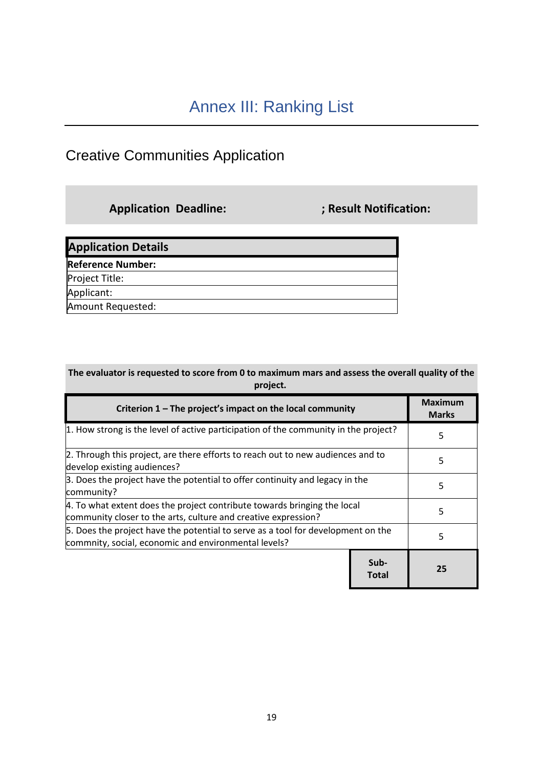# Annex III: Ranking List

## Creative Communities Application

**Application Deadline:** **; Result Notification:**

| **Application Details** |
|---|
| **Reference Number:** |
| Project Title: |
| Applicant: |
| Amount Requested: |

**The evaluator is requested to score from 0 to maximum mars and assess the overall quality of the project.**

| **Criterion 1 – The project's impact on the local community** | | **Maximum Marks** |
|---|---|---|
| 1. How strong is the level of active participation of the community in the project? | | 5 |
| 2. Through this project, are there efforts to reach out to new audiences and to develop existing audiences? | | 5 |
| 3. Does the project have the potential to offer continuity and legacy in the community? | | 5 |
| 4. To what extent does the project contribute towards bringing the local community closer to the arts, culture and creative expression? | | 5 |
| 5. Does the project have the potential to serve as a tool for development on the commnity, social, economic and environmental levels? | | 5 |
| | **Sub-Total** | **25** |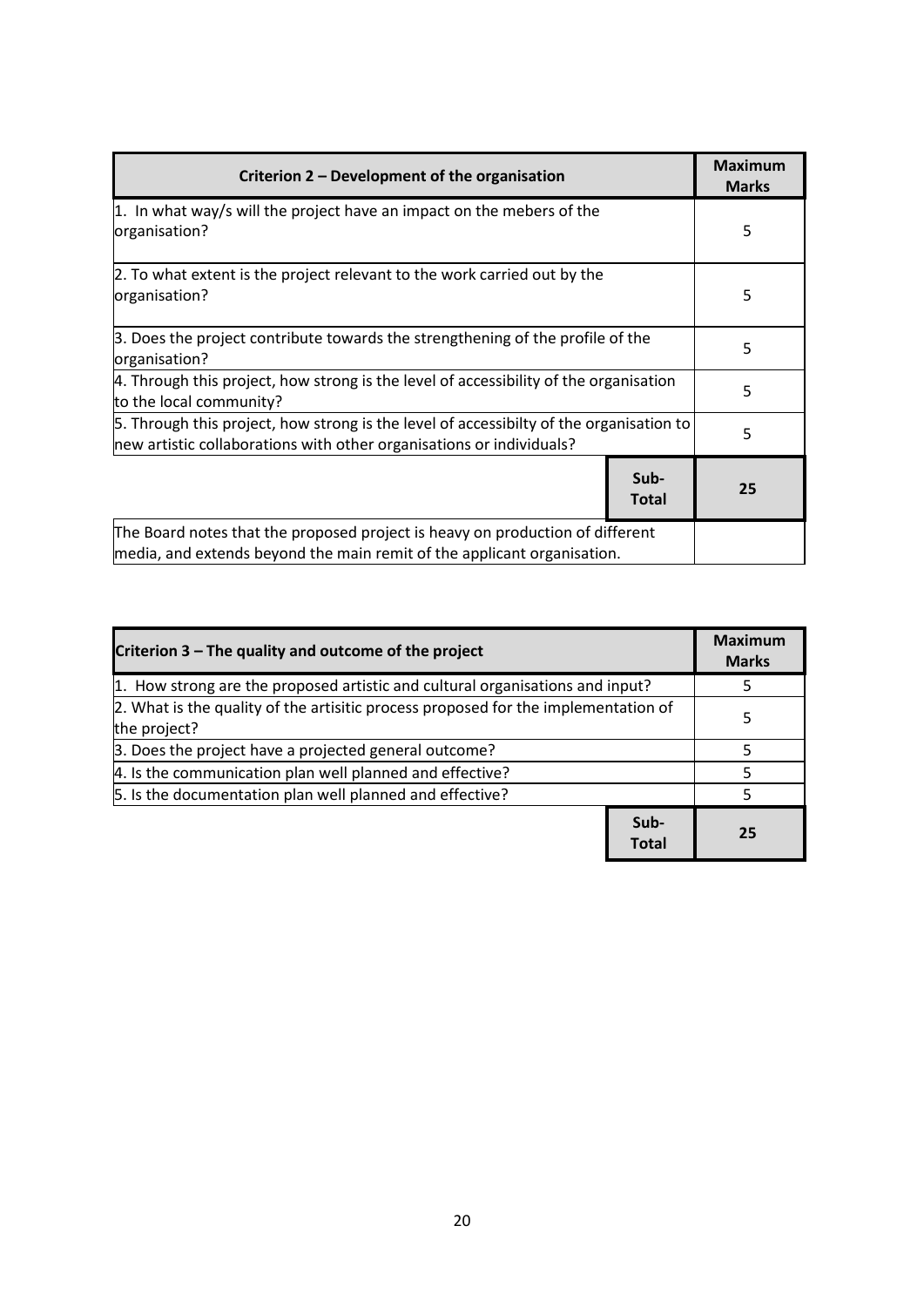| Criterion 2 – Development of the organisation | | Maximum Marks |
|---|---|---|
| 1. In what way/s will the project have an impact on the mebers of the organisation? | | 5 |
| 2. To what extent is the project relevant to the work carried out by the organisation? | | 5 |
| 3. Does the project contribute towards the strengthening of the profile of the organisation? | | 5 |
| 4. Through this project, how strong is the level of accessibility of the organisation to the local community? | | 5 |
| 5. Through this project, how strong is the level of accessibilty of the organisation to new artistic collaborations with other organisations or individuals? | | 5 |
| | **Sub-Total** | **25** |
| The Board notes that the proposed project is heavy on production of different media, and extends beyond the main remit of the applicant organisation. | | |

| Criterion 3 – The quality and outcome of the project | | Maximum Marks |
|---|---|---|
| 1. How strong are the proposed artistic and cultural organisations and input? | | 5 |
| 2. What is the quality of the artisitic process proposed for the implementation of the project? | | 5 |
| 3. Does the project have a projected general outcome? | | 5 |
| 4. Is the communication plan well planned and effective? | | 5 |
| 5. Is the documentation plan well planned and effective? | | 5 |
| | **Sub-Total** | **25** |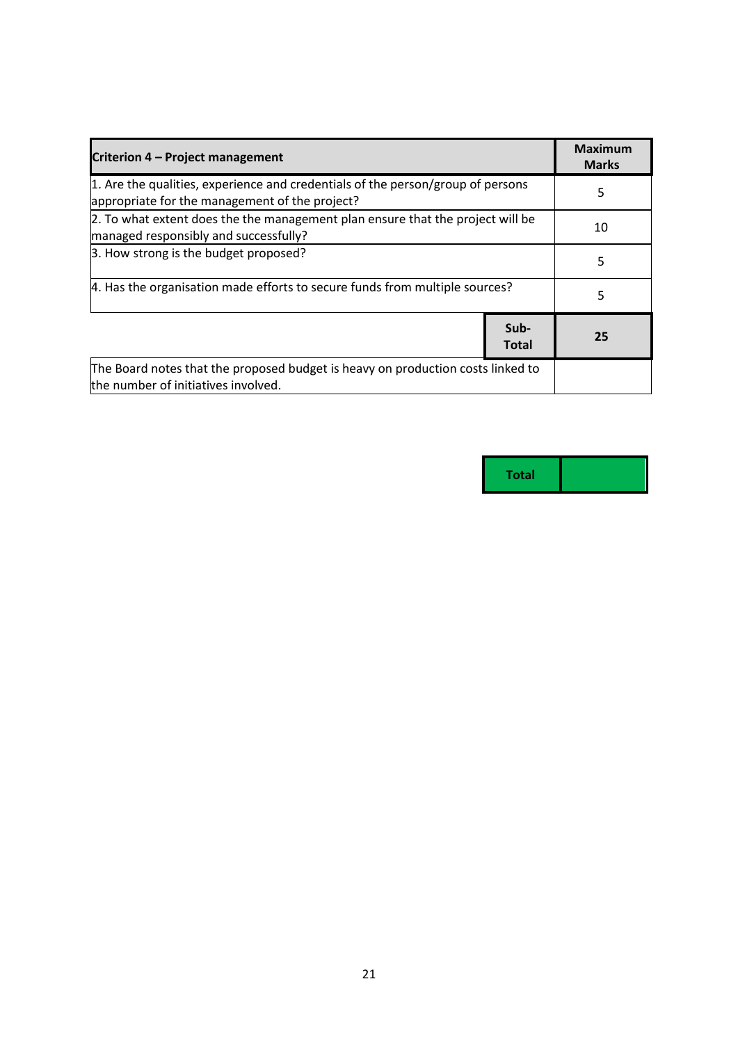| Criterion 4 – Project management | | Maximum Marks |
| --- | --- | --- |
| 1. Are the qualities, experience and credentials of the person/group of persons appropriate for the management of the project? | | 5 |
| 2. To what extent does the the management plan ensure that the project will be managed responsibly and successfully? | | 10 |
| 3. How strong is the budget proposed? | | 5 |
| 4. Has the organisation made efforts to secure funds from multiple sources? | | 5 |
| | **Sub-Total** | **25** |
| The Board notes that the proposed budget is heavy on production costs linked to the number of initiatives involved. | | |

| **Total** | |
| --- | --- |